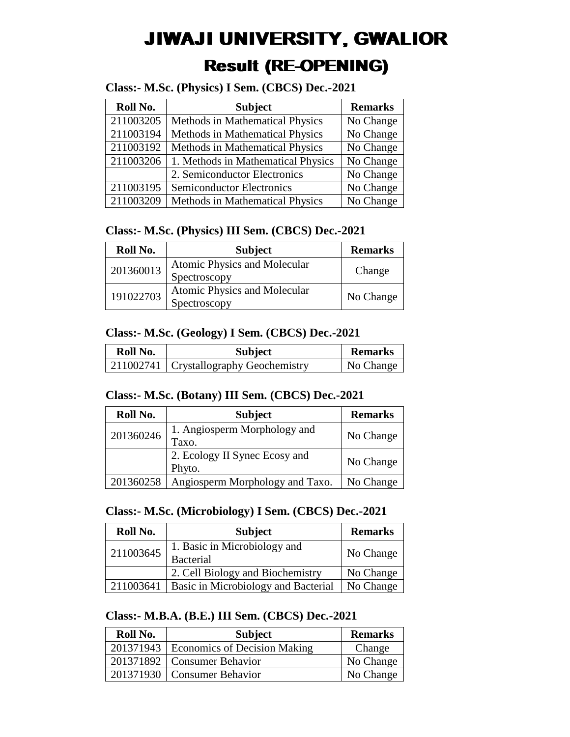# JIWAJI UNIVERSITY, GWALIOR

## Result (RE-OPENING)

**Class:- M.Sc. (Physics) I Sem. (CBCS) Dec.-2021**

| Roll No. | Subject | Remarks |
|---|---|---|
| 211003205 | Methods in Mathematical Physics | No Change |
| 211003194 | Methods in Mathematical Physics | No Change |
| 211003192 | Methods in Mathematical Physics | No Change |
| 211003206 | 1. Methods in Mathematical Physics | No Change |
| | 2. Semiconductor Electronics | No Change |
| 211003195 | Semiconductor Electronics | No Change |
| 211003209 | Methods in Mathematical Physics | No Change |

**Class:- M.Sc. (Physics) III Sem. (CBCS) Dec.-2021**

| Roll No. | Subject | Remarks |
|---|---|---|
| 201360013 | Atomic Physics and Molecular Spectroscopy | Change |
| 191022703 | Atomic Physics and Molecular Spectroscopy | No Change |

**Class:- M.Sc. (Geology) I Sem. (CBCS) Dec.-2021**

| Roll No. | Subject | Remarks |
|---|---|---|
| 211002741 | Crystallography Geochemistry | No Change |

**Class:- M.Sc. (Botany) III Sem. (CBCS) Dec.-2021**

| Roll No. | Subject | Remarks |
|---|---|---|
| 201360246 | 1. Angiosperm Morphology and Taxo. | No Change |
| | 2. Ecology II Synec Ecosy and Phyto. | No Change |
| 201360258 | Angiosperm Morphology and Taxo. | No Change |

**Class:- M.Sc. (Microbiology) I Sem. (CBCS) Dec.-2021**

| Roll No. | Subject | Remarks |
|---|---|---|
| 211003645 | 1. Basic in Microbiology and Bacterial | No Change |
| | 2. Cell Biology and Biochemistry | No Change |
| 211003641 | Basic in Microbiology and Bacterial | No Change |

**Class:- M.B.A. (B.E.) III Sem. (CBCS) Dec.-2021**

| Roll No. | Subject | Remarks |
|---|---|---|
| 201371943 | Economics of Decision Making | Change |
| 201371892 | Consumer Behavior | No Change |
| 201371930 | Consumer Behavior | No Change |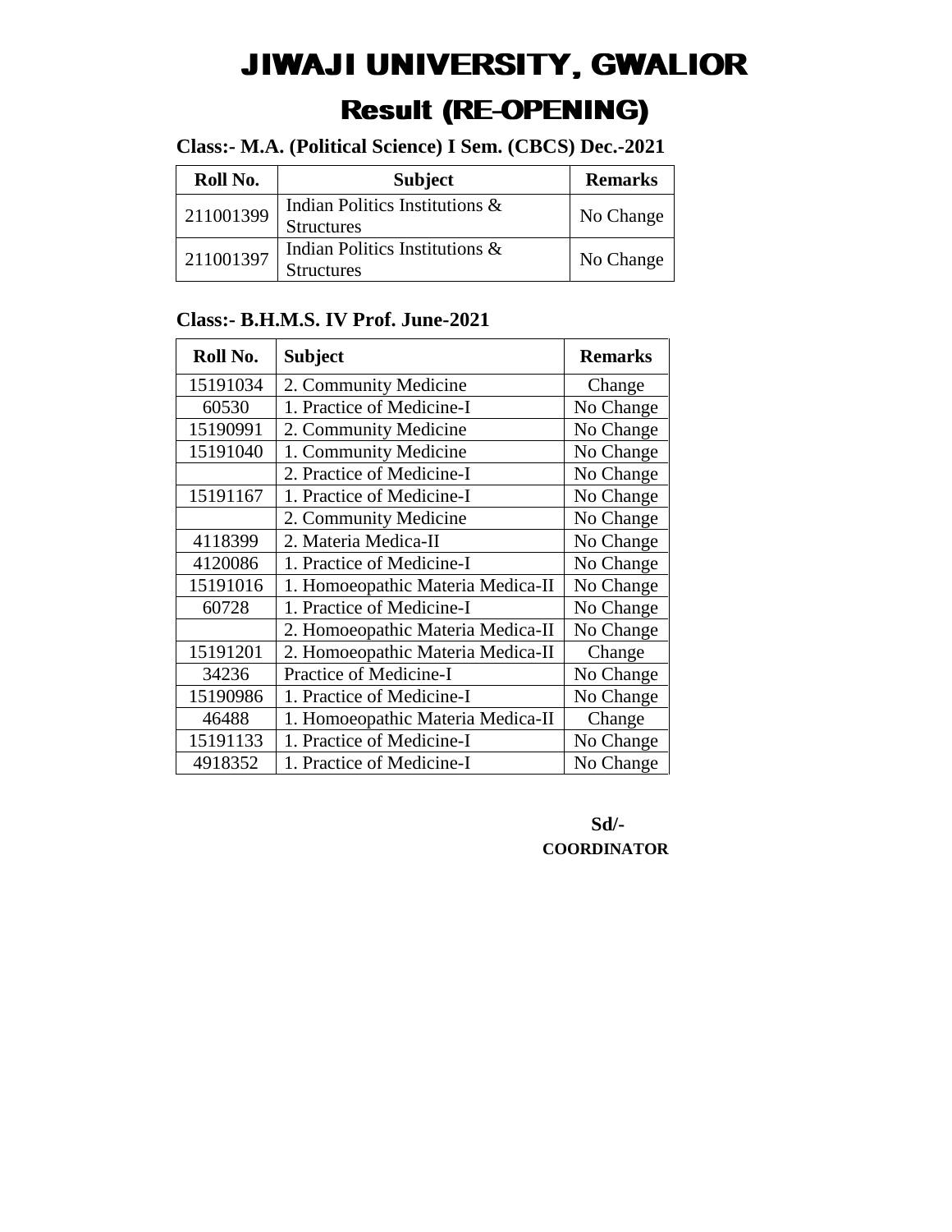# JIWAJI UNIVERSITY, GWALIOR

## Result (RE-OPENING)

**Class:- M.A. (Political Science) I Sem. (CBCS) Dec.-2021**

| Roll No. | Subject | Remarks |
|---|---|---|
| 211001399 | Indian Politics Institutions & Structures | No Change |
| 211001397 | Indian Politics Institutions & Structures | No Change |

**Class:- B.H.M.S. IV Prof. June-2021**

| Roll No. | Subject | Remarks |
|---|---|---|
| 15191034 | 2. Community Medicine | Change |
| 60530 | 1. Practice of Medicine-I | No Change |
| 15190991 | 2. Community Medicine | No Change |
| 15191040 | 1. Community Medicine | No Change |
| | 2. Practice of Medicine-I | No Change |
| 15191167 | 1. Practice of Medicine-I | No Change |
| | 2. Community Medicine | No Change |
| 4118399 | 2. Materia Medica-II | No Change |
| 4120086 | 1. Practice of Medicine-I | No Change |
| 15191016 | 1. Homoeopathic Materia Medica-II | No Change |
| 60728 | 1. Practice of Medicine-I | No Change |
| | 2. Homoeopathic Materia Medica-II | No Change |
| 15191201 | 2. Homoeopathic Materia Medica-II | Change |
| 34236 | Practice of Medicine-I | No Change |
| 15190986 | 1. Practice of Medicine-I | No Change |
| 46488 | 1. Homoeopathic Materia Medica-II | Change |
| 15191133 | 1. Practice of Medicine-I | No Change |
| 4918352 | 1. Practice of Medicine-I | No Change |

**Sd/-**
**COORDINATOR**